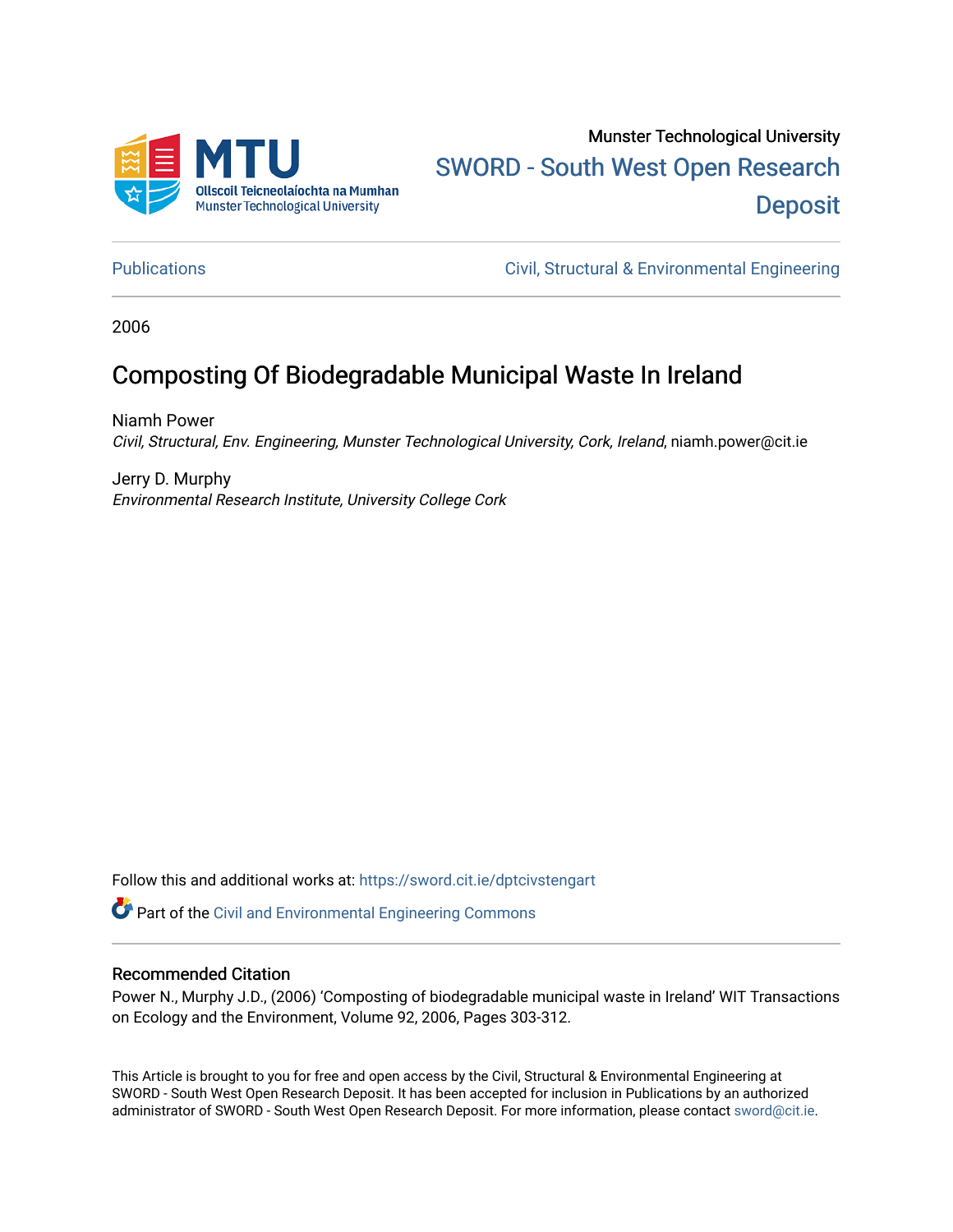Munster Technological University

SWORD - South West Open Research Deposit

Publications | Civil, Structural & Environmental Engineering

2006

# Composting Of Biodegradable Municipal Waste In Ireland

Niamh Power
*Civil, Structural, Env. Engineering, Munster Technological University, Cork, Ireland*, niamh.power@cit.ie

Jerry D. Murphy
*Environmental Research Institute, University College Cork*

Follow this and additional works at: https://sword.cit.ie/dptcivstengart

Part of the Civil and Environmental Engineering Commons

## Recommended Citation

Power N., Murphy J.D., (2006) 'Composting of biodegradable municipal waste in Ireland' WIT Transactions on Ecology and the Environment, Volume 92, 2006, Pages 303-312.

This Article is brought to you for free and open access by the Civil, Structural & Environmental Engineering at SWORD - South West Open Research Deposit. It has been accepted for inclusion in Publications by an authorized administrator of SWORD - South West Open Research Deposit. For more information, please contact sword@cit.ie.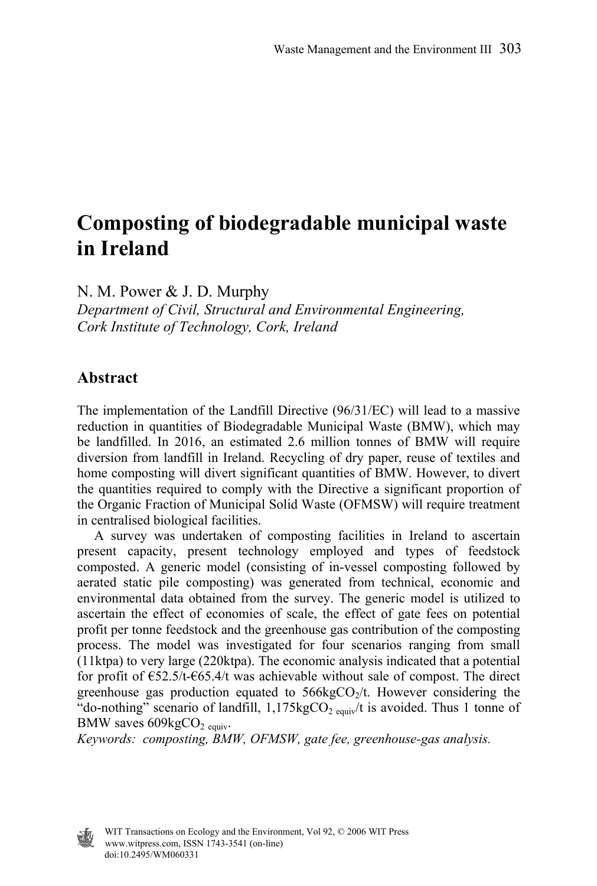# Composting of biodegradable municipal waste in Ireland

N. M. Power & J. D. Murphy

*Department of Civil, Structural and Environmental Engineering, Cork Institute of Technology, Cork, Ireland*

## Abstract

The implementation of the Landfill Directive (96/31/EC) will lead to a massive reduction in quantities of Biodegradable Municipal Waste (BMW), which may be landfilled. In 2016, an estimated 2.6 million tonnes of BMW will require diversion from landfill in Ireland. Recycling of dry paper, reuse of textiles and home composting will divert significant quantities of BMW. However, to divert the quantities required to comply with the Directive a significant proportion of the Organic Fraction of Municipal Solid Waste (OFMSW) will require treatment in centralised biological facilities.

A survey was undertaken of composting facilities in Ireland to ascertain present capacity, present technology employed and types of feedstock composted. A generic model (consisting of in-vessel composting followed by aerated static pile composting) was generated from technical, economic and environmental data obtained from the survey. The generic model is utilized to ascertain the effect of economies of scale, the effect of gate fees on potential profit per tonne feedstock and the greenhouse gas contribution of the composting process. The model was investigated for four scenarios ranging from small (11ktpa) to very large (220ktpa). The economic analysis indicated that a potential for profit of €52.5/t-€65.4/t was achievable without sale of compost. The direct greenhouse gas production equated to 566kg$CO_2$/t. However considering the "do-nothing" scenario of landfill, 1,175kg$CO_{2\ equiv}$/t is avoided. Thus 1 tonne of BMW saves 609kg$CO_{2\ equiv}$.

*Keywords: composting, BMW, OFMSW, gate fee, greenhouse-gas analysis.*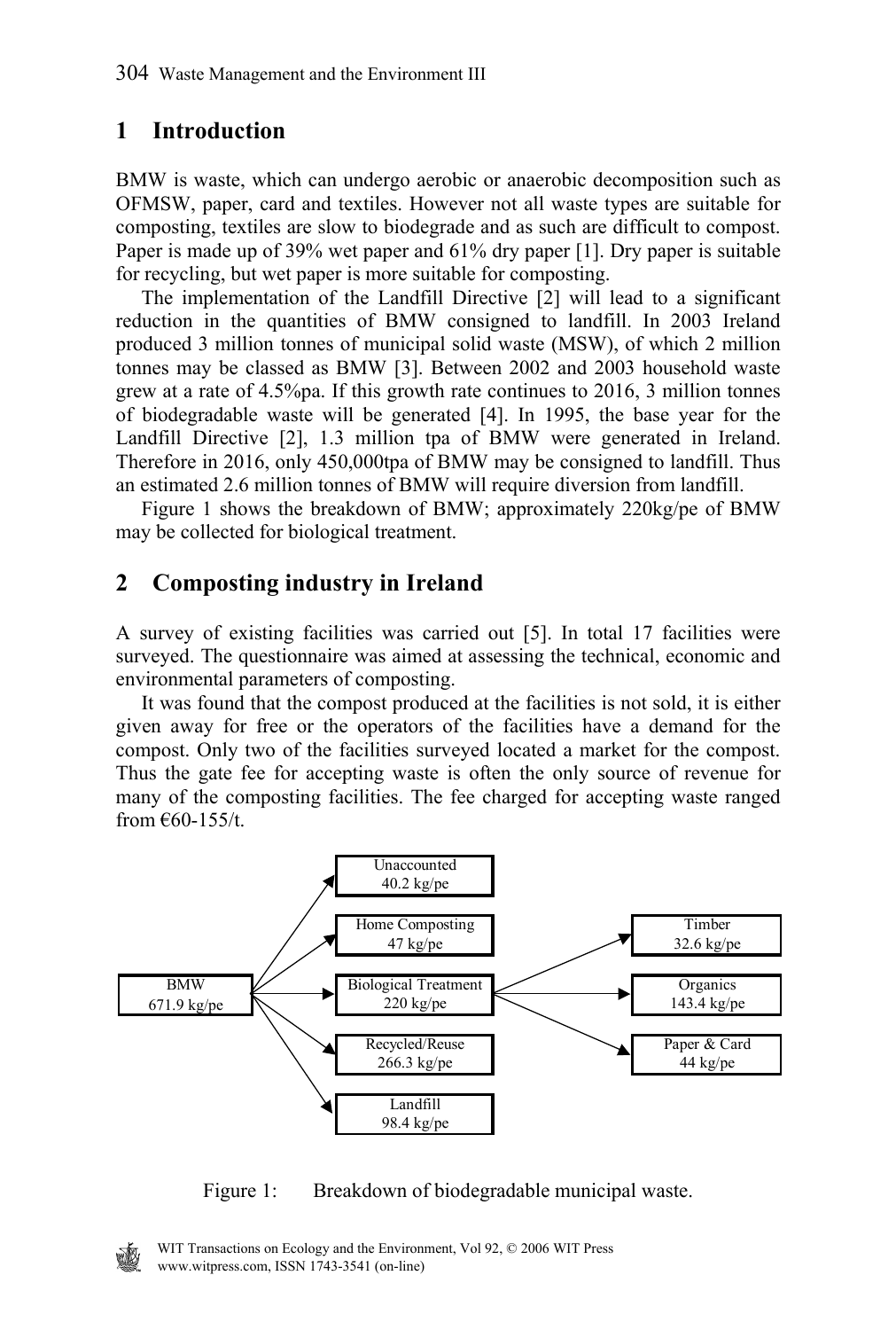## 1 Introduction

BMW is waste, which can undergo aerobic or anaerobic decomposition such as OFMSW, paper, card and textiles. However not all waste types are suitable for composting, textiles are slow to biodegrade and as such are difficult to compost. Paper is made up of 39% wet paper and 61% dry paper [1]. Dry paper is suitable for recycling, but wet paper is more suitable for composting.

The implementation of the Landfill Directive [2] will lead to a significant reduction in the quantities of BMW consigned to landfill. In 2003 Ireland produced 3 million tonnes of municipal solid waste (MSW), of which 2 million tonnes may be classed as BMW [3]. Between 2002 and 2003 household waste grew at a rate of 4.5%pa. If this growth rate continues to 2016, 3 million tonnes of biodegradable waste will be generated [4]. In 1995, the base year for the Landfill Directive [2], 1.3 million tpa of BMW were generated in Ireland. Therefore in 2016, only 450,000tpa of BMW may be consigned to landfill. Thus an estimated 2.6 million tonnes of BMW will require diversion from landfill.

Figure 1 shows the breakdown of BMW; approximately 220kg/pe of BMW may be collected for biological treatment.

## 2 Composting industry in Ireland

A survey of existing facilities was carried out [5]. In total 17 facilities were surveyed. The questionnaire was aimed at assessing the technical, economic and environmental parameters of composting.

It was found that the compost produced at the facilities is not sold, it is either given away for free or the operators of the facilities have a demand for the compost. Only two of the facilities surveyed located a market for the compost. Thus the gate fee for accepting waste is often the only source of revenue for many of the composting facilities. The fee charged for accepting waste ranged from €60-155/t.

- BMW 671.9 kg/pe
  - Unaccounted 40.2 kg/pe
  - Home Composting 47 kg/pe
  - Biological Treatment 220 kg/pe
    - Timber 32.6 kg/pe
    - Organics 143.4 kg/pe
    - Paper & Card 44 kg/pe
  - Recycled/Reuse 266.3 kg/pe
  - Landfill 98.4 kg/pe

Figure 1: Breakdown of biodegradable municipal waste.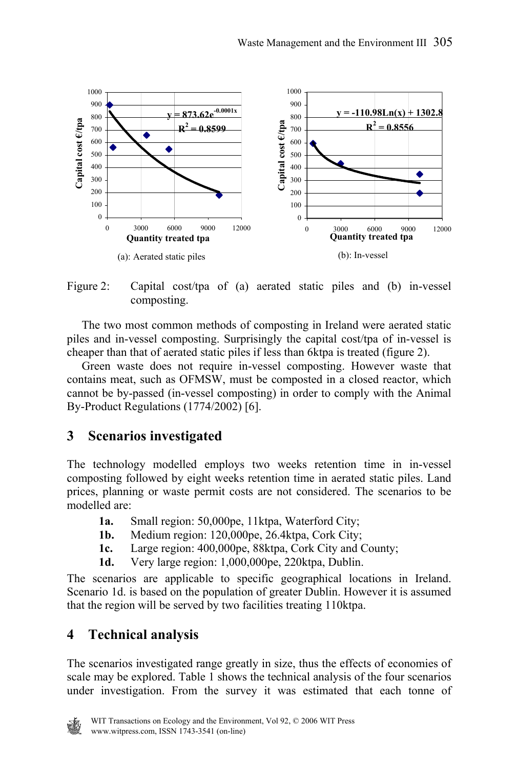Figure 2: Capital cost/tpa of (a) aerated static piles and (b) in-vessel composting.

The two most common methods of composting in Ireland were aerated static piles and in-vessel composting. Surprisingly the capital cost/tpa of in-vessel is cheaper than that of aerated static piles if less than 6ktpa is treated (figure 2).

Green waste does not require in-vessel composting. However waste that contains meat, such as OFMSW, must be composted in a closed reactor, which cannot be by-passed (in-vessel composting) in order to comply with the Animal By-Product Regulations (1774/2002) [6].

## 3 Scenarios investigated

The technology modelled employs two weeks retention time in in-vessel composting followed by eight weeks retention time in aerated static piles. Land prices, planning or waste permit costs are not considered. The scenarios to be modelled are:

- **1a.** Small region: 50,000pe, 11ktpa, Waterford City;
- **1b.** Medium region: 120,000pe, 26.4ktpa, Cork City;
- **1c.** Large region: 400,000pe, 88ktpa, Cork City and County;
- **1d.** Very large region: 1,000,000pe, 220ktpa, Dublin.

The scenarios are applicable to specific geographical locations in Ireland. Scenario 1d. is based on the population of greater Dublin. However it is assumed that the region will be served by two facilities treating 110ktpa.

## 4 Technical analysis

The scenarios investigated range greatly in size, thus the effects of economies of scale may be explored. Table 1 shows the technical analysis of the four scenarios under investigation. From the survey it was estimated that each tonne of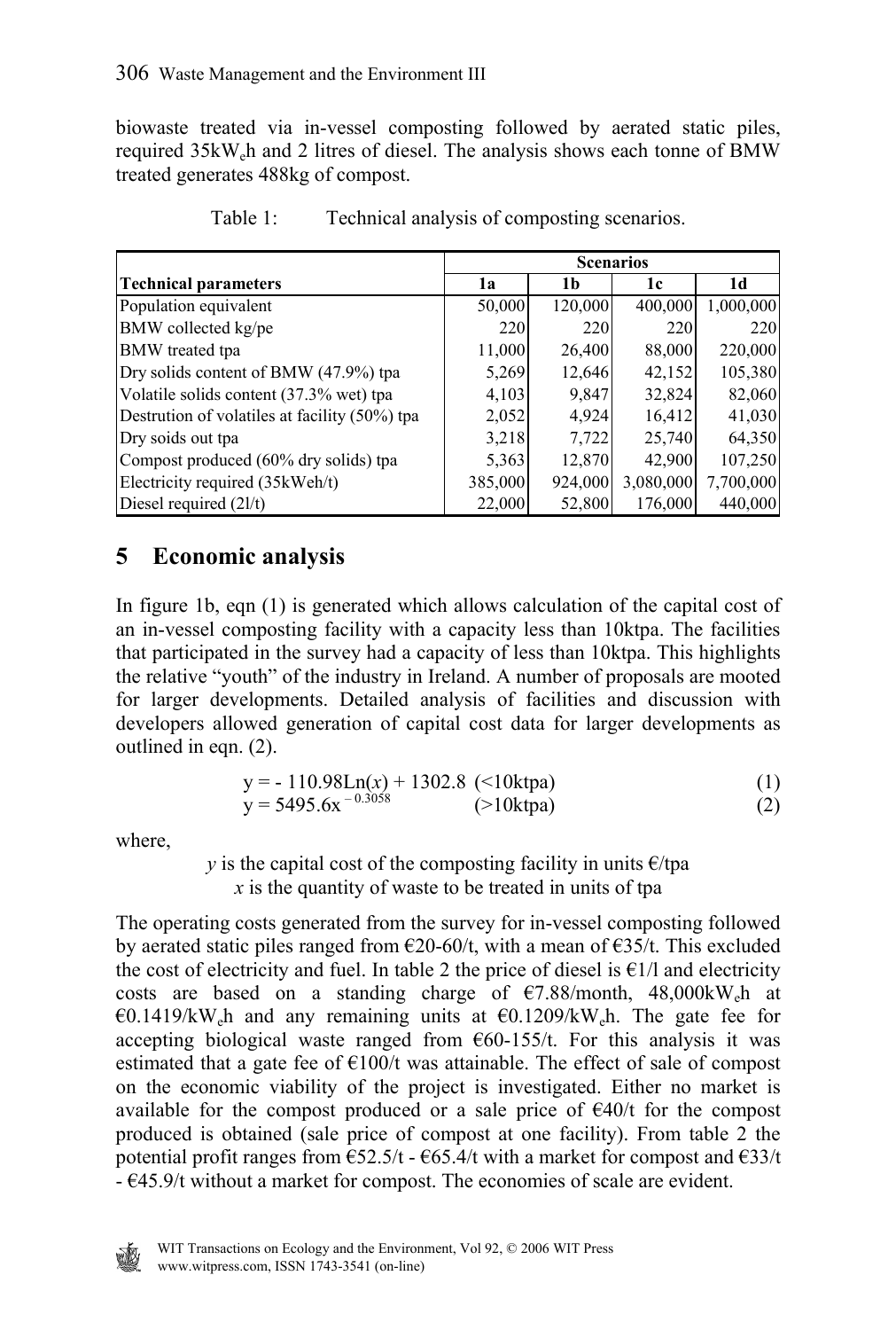biowaste treated via in-vessel composting followed by aerated static piles, required 35kW$_e$h and 2 litres of diesel. The analysis shows each tonne of BMW treated generates 488kg of compost.

Table 1: Technical analysis of composting scenarios.

| | Scenarios | | | |
|---|---|---|---|---|
| **Technical parameters** | **1a** | **1b** | **1c** | **1d** |
| Population equivalent | 50,000 | 120,000 | 400,000 | 1,000,000 |
| BMW collected kg/pe | 220 | 220 | 220 | 220 |
| BMW treated tpa | 11,000 | 26,400 | 88,000 | 220,000 |
| Dry solids content of BMW (47.9%) tpa | 5,269 | 12,646 | 42,152 | 105,380 |
| Volatile solids content (37.3% wet) tpa | 4,103 | 9,847 | 32,824 | 82,060 |
| Destrution of volatiles at facility (50%) tpa | 2,052 | 4,924 | 16,412 | 41,030 |
| Dry soids out tpa | 3,218 | 7,722 | 25,740 | 64,350 |
| Compost produced (60% dry solids) tpa | 5,363 | 12,870 | 42,900 | 107,250 |
| Electricity required (35kWeh/t) | 385,000 | 924,000 | 3,080,000 | 7,700,000 |
| Diesel required (2l/t) | 22,000 | 52,800 | 176,000 | 440,000 |

## 5 Economic analysis

In figure 1b, eqn (1) is generated which allows calculation of the capital cost of an in-vessel composting facility with a capacity less than 10ktpa. The facilities that participated in the survey had a capacity of less than 10ktpa. This highlights the relative "youth" of the industry in Ireland. A number of proposals are mooted for larger developments. Detailed analysis of facilities and discussion with developers allowed generation of capital cost data for larger developments as outlined in eqn. (2).

$$y = -110.98\text{Ln}(x) + 1302.8 \quad (<10\text{ktpa}) \tag{1}$$

$$y = 5495.6x^{-0.3058} \quad (>10\text{ktpa}) \tag{2}$$

where,

$y$ is the capital cost of the composting facility in units €/tpa
$x$ is the quantity of waste to be treated in units of tpa

The operating costs generated from the survey for in-vessel composting followed by aerated static piles ranged from €20-60/t, with a mean of €35/t. This excluded the cost of electricity and fuel. In table 2 the price of diesel is €1/l and electricity costs are based on a standing charge of €7.88/month, 48,000kW$_e$h at €0.1419/kW$_e$h and any remaining units at €0.1209/kW$_e$h. The gate fee for accepting biological waste ranged from €60-155/t. For this analysis it was estimated that a gate fee of €100/t was attainable. The effect of sale of compost on the economic viability of the project is investigated. Either no market is available for the compost produced or a sale price of €40/t for the compost produced is obtained (sale price of compost at one facility). From table 2 the potential profit ranges from €52.5/t - €65.4/t with a market for compost and €33/t - €45.9/t without a market for compost. The economies of scale are evident.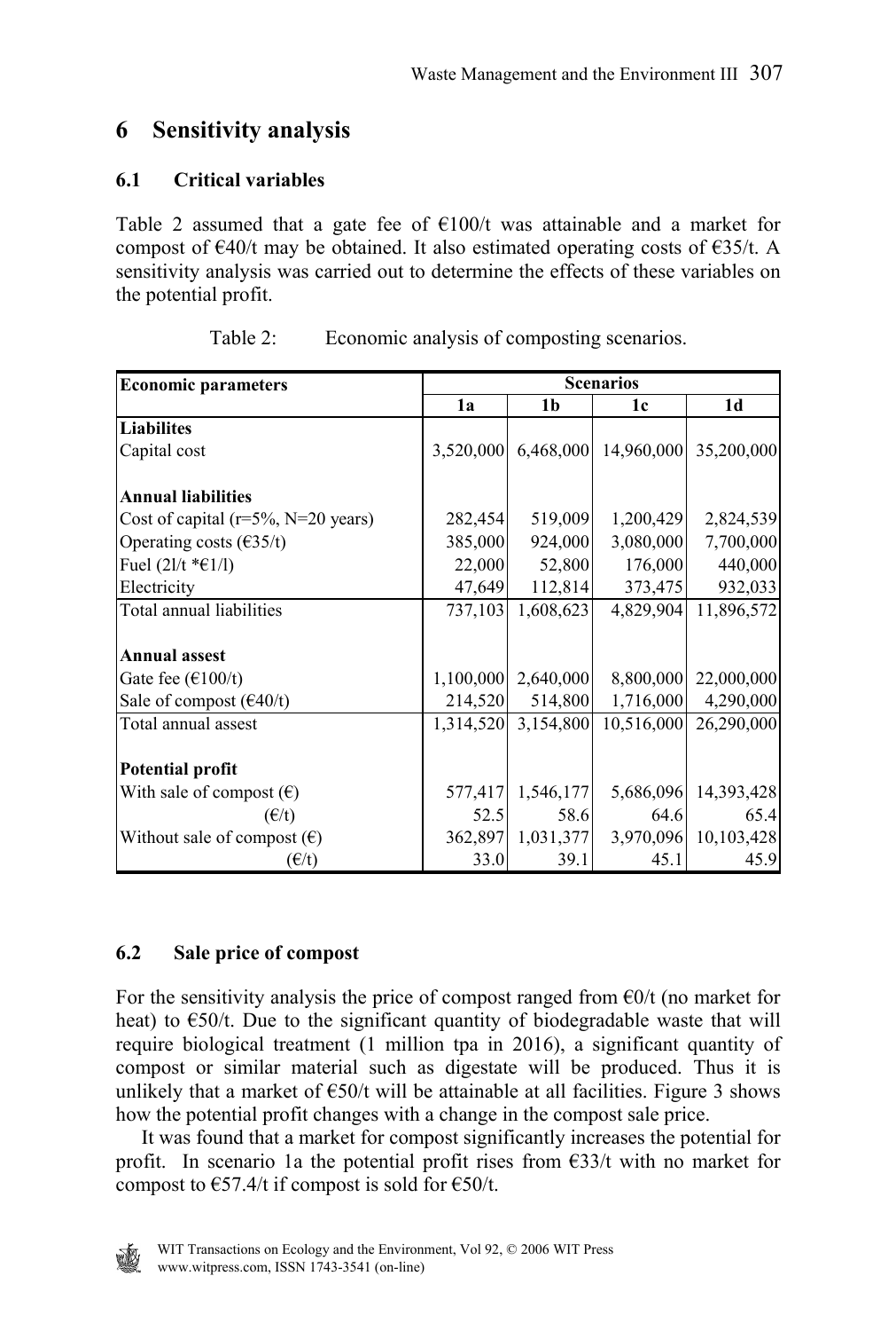## 6 Sensitivity analysis

### 6.1 Critical variables

Table 2 assumed that a gate fee of €100/t was attainable and a market for compost of €40/t may be obtained. It also estimated operating costs of €35/t. A sensitivity analysis was carried out to determine the effects of these variables on the potential profit.

Table 2: Economic analysis of composting scenarios.

| Economic parameters | Scenarios | | | |
|---|---|---|---|---|
| | 1a | 1b | 1c | 1d |
| **Liabilites** | | | | |
| Capital cost | 3,520,000 | 6,468,000 | 14,960,000 | 35,200,000 |
| **Annual liabilities** | | | | |
| Cost of capital (r=5%, N=20 years) | 282,454 | 519,009 | 1,200,429 | 2,824,539 |
| Operating costs (€35/t) | 385,000 | 924,000 | 3,080,000 | 7,700,000 |
| Fuel (2l/t *€1/l) | 22,000 | 52,800 | 176,000 | 440,000 |
| Electricity | 47,649 | 112,814 | 373,475 | 932,033 |
| Total annual liabilities | 737,103 | 1,608,623 | 4,829,904 | 11,896,572 |
| **Annual assest** | | | | |
| Gate fee (€100/t) | 1,100,000 | 2,640,000 | 8,800,000 | 22,000,000 |
| Sale of compost (€40/t) | 214,520 | 514,800 | 1,716,000 | 4,290,000 |
| Total annual assest | 1,314,520 | 3,154,800 | 10,516,000 | 26,290,000 |
| **Potential profit** | | | | |
| With sale of compost (€) | 577,417 | 1,546,177 | 5,686,096 | 14,393,428 |
| (€/t) | 52.5 | 58.6 | 64.6 | 65.4 |
| Without sale of compost (€) | 362,897 | 1,031,377 | 3,970,096 | 10,103,428 |
| (€/t) | 33.0 | 39.1 | 45.1 | 45.9 |

### 6.2 Sale price of compost

For the sensitivity analysis the price of compost ranged from €0/t (no market for heat) to €50/t. Due to the significant quantity of biodegradable waste that will require biological treatment (1 million tpa in 2016), a significant quantity of compost or similar material such as digestate will be produced. Thus it is unlikely that a market of €50/t will be attainable at all facilities. Figure 3 shows how the potential profit changes with a change in the compost sale price.

It was found that a market for compost significantly increases the potential for profit. In scenario 1a the potential profit rises from €33/t with no market for compost to €57.4/t if compost is sold for €50/t.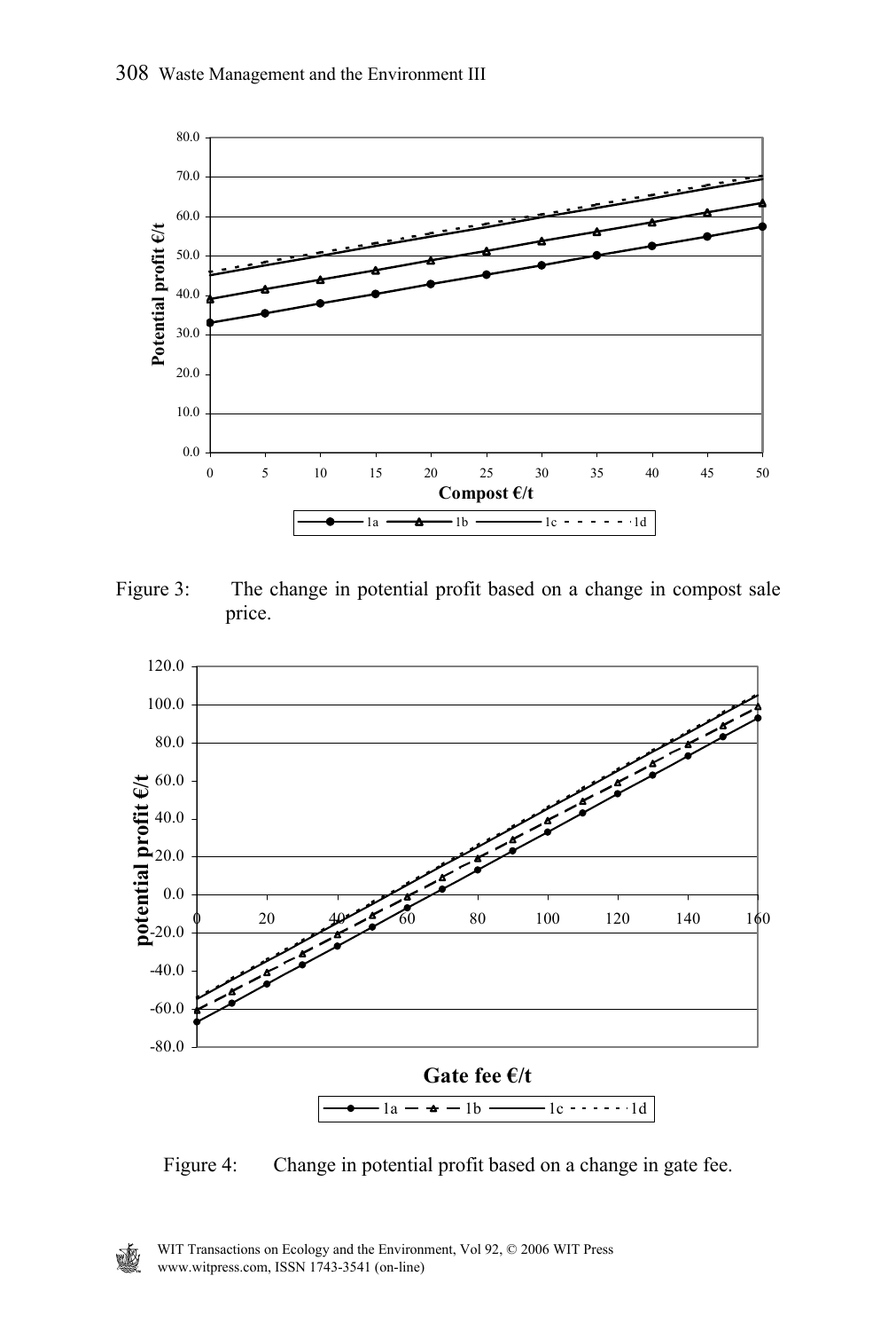Figure 3: The change in potential profit based on a change in compost sale price.

Figure 4: Change in potential profit based on a change in gate fee.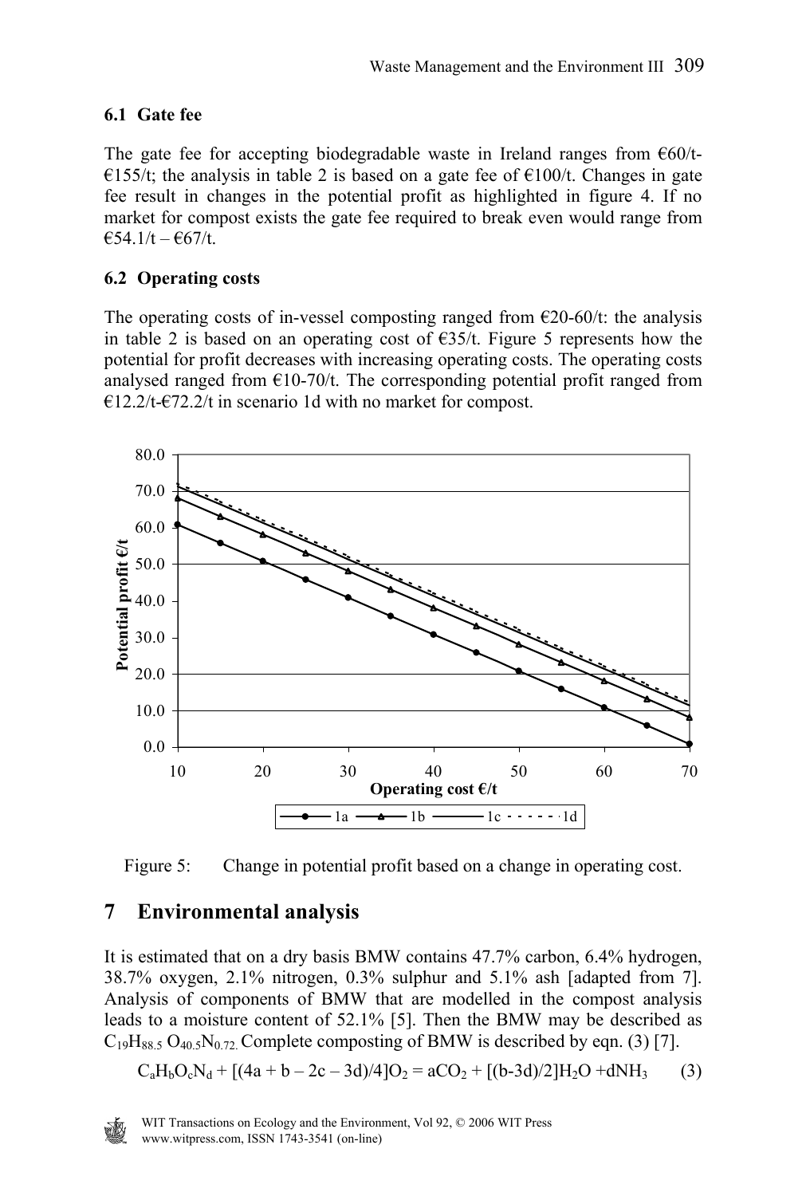### 6.1 Gate fee

The gate fee for accepting biodegradable waste in Ireland ranges from €60/t-€155/t; the analysis in table 2 is based on a gate fee of €100/t. Changes in gate fee result in changes in the potential profit as highlighted in figure 4. If no market for compost exists the gate fee required to break even would range from €54.1/t – €67/t.

### 6.2 Operating costs

The operating costs of in-vessel composting ranged from €20-60/t: the analysis in table 2 is based on an operating cost of €35/t. Figure 5 represents how the potential for profit decreases with increasing operating costs. The operating costs analysed ranged from €10-70/t. The corresponding potential profit ranged from €12.2/t-€72.2/t in scenario 1d with no market for compost.

Figure 5: Change in potential profit based on a change in operating cost.

## 7 Environmental analysis

It is estimated that on a dry basis BMW contains 47.7% carbon, 6.4% hydrogen, 38.7% oxygen, 2.1% nitrogen, 0.3% sulphur and 5.1% ash [adapted from 7]. Analysis of components of BMW that are modelled in the compost analysis leads to a moisture content of 52.1% [5]. Then the BMW may be described as $C_{19}H_{88.5}O_{40.5}N_{0.72}$. Complete composting of BMW is described by eqn. (3) [7].

$$C_aH_bO_cN_d + [(4a + b - 2c - 3d)/4]O_2 = aCO_2 + [(b-3d)/2]H_2O + dNH_3 \quad (3)$$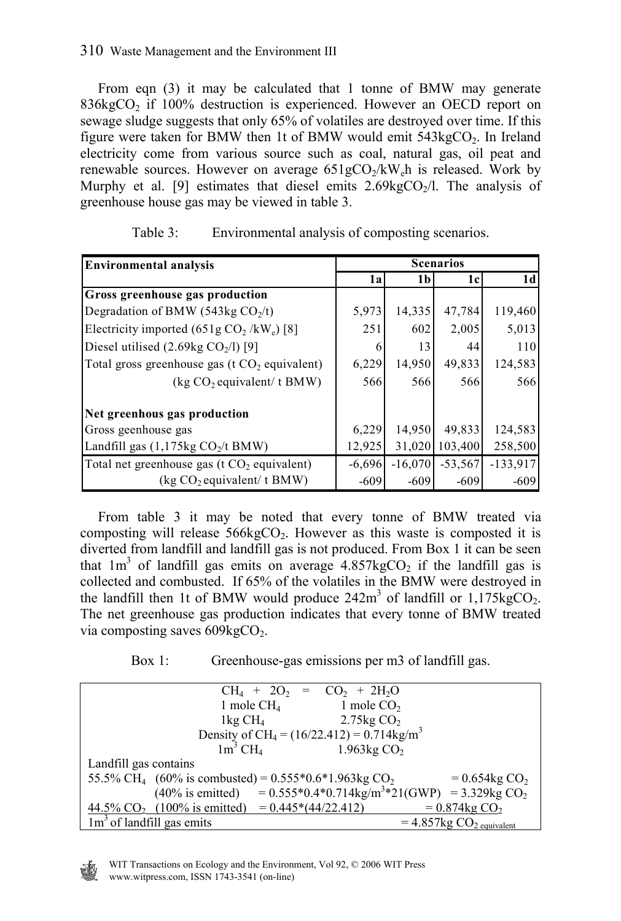From eqn (3) it may be calculated that 1 tonne of BMW may generate 836kg$CO_2$ if 100% destruction is experienced. However an OECD report on sewage sludge suggests that only 65% of volatiles are destroyed over time. If this figure were taken for BMW then 1t of BMW would emit 543kg$CO_2$. In Ireland electricity come from various source such as coal, natural gas, oil peat and renewable sources. However on average 651g$CO_2$/kW$_e$h is released. Work by Murphy et al. [9] estimates that diesel emits 2.69kg$CO_2$/l. The analysis of greenhouse house gas may be viewed in table 3.

Table 3: Environmental analysis of composting scenarios.

| Environmental analysis | Scenarios | | | |
|---|---|---|---|---|
| | 1a | 1b | 1c | 1d |
| **Gross greenhouse gas production** | | | | |
| Degradation of BMW (543kg $CO_2$/t) | 5,973 | 14,335 | 47,784 | 119,460 |
| Electricity imported (651g $CO_2$ /kW$_e$) [8] | 251 | 602 | 2,005 | 5,013 |
| Diesel utilised (2.69kg $CO_2$/l) [9] | 6 | 13 | 44 | 110 |
| Total gross greenhouse gas (t $CO_2$ equivalent) | 6,229 | 14,950 | 49,833 | 124,583 |
| (kg $CO_2$ equivalent/ t BMW) | 566 | 566 | 566 | 566 |
| | | | | |
| **Net greenhous gas production** | | | | |
| Gross geenhouse gas | 6,229 | 14,950 | 49,833 | 124,583 |
| Landfill gas (1,175kg $CO_2$/t BMW) | 12,925 | 31,020 | 103,400 | 258,500 |
| Total net greenhouse gas (t $CO_2$ equivalent) | -6,696 | -16,070 | -53,567 | -133,917 |
| (kg $CO_2$ equivalent/ t BMW) | -609 | -609 | -609 | -609 |

From table 3 it may be noted that every tonne of BMW treated via composting will release 566kg$CO_2$. However as this waste is composted it is diverted from landfill and landfill gas is not produced. From Box 1 it can be seen that 1m$^3$ of landfill gas emits on average 4.857kg$CO_2$ if the landfill gas is collected and combusted. If 65% of the volatiles in the BMW were destroyed in the landfill then 1t of BMW would produce 242m$^3$ of landfill or 1,175kg$CO_2$. The net greenhouse gas production indicates that every tonne of BMW treated via composting saves 609kg$CO_2$.

Box 1: Greenhouse-gas emissions per m3 of landfill gas.

$$CH_4 + 2O_2 = CO_2 + 2H_2O$$

1 mole $CH_4$ — 1 mole $CO_2$

1kg $CH_4$ — 2.75kg $CO_2$

Density of $CH_4$ = (16/22.412) = 0.714kg/m$^3$

1m$^3$ $CH_4$ — 1.963kg $CO_2$

Landfill gas contains

55.5% $CH_4$ (60% is combusted) = 0.555\*0.6\*1.963kg $CO_2$ = 0.654kg $CO_2$

(40% is emitted) = 0.555\*0.4\*0.714kg/m$^3$\*21(GWP) = 3.329kg $CO_2$

44.5% $CO_2$ (100% is emitted) = 0.445\*(44/22.412) = 0.874kg $CO_2$

1m$^3$ of landfill gas emits = 4.857kg $CO_{2\ equivalent}$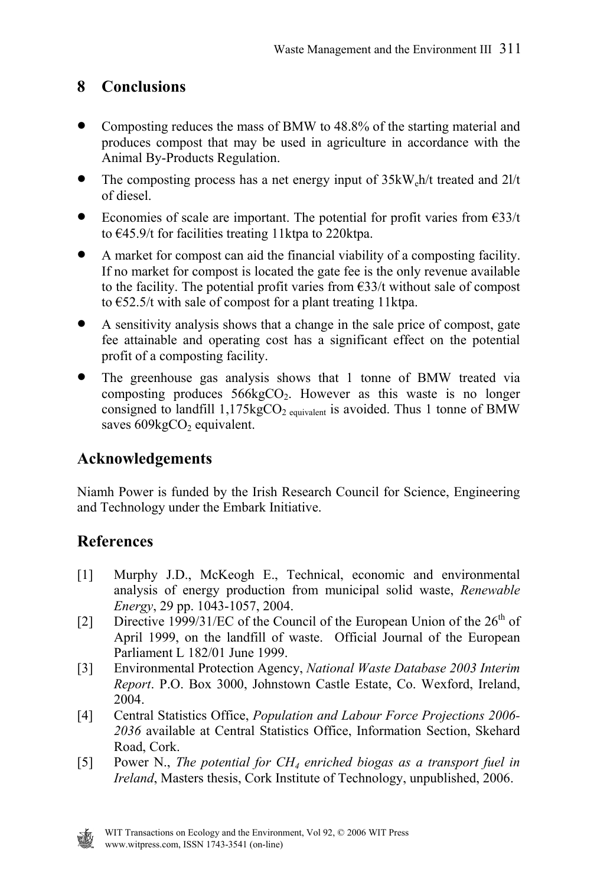## 8 Conclusions

- Composting reduces the mass of BMW to 48.8% of the starting material and produces compost that may be used in agriculture in accordance with the Animal By-Products Regulation.
- The composting process has a net energy input of $35kW_eh$/t treated and 2l/t of diesel.
- Economies of scale are important. The potential for profit varies from €33/t to €45.9/t for facilities treating 11ktpa to 220ktpa.
- A market for compost can aid the financial viability of a composting facility. If no market for compost is located the gate fee is the only revenue available to the facility. The potential profit varies from €33/t without sale of compost to €52.5/t with sale of compost for a plant treating 11ktpa.
- A sensitivity analysis shows that a change in the sale price of compost, gate fee attainable and operating cost has a significant effect on the potential profit of a composting facility.
- The greenhouse gas analysis shows that 1 tonne of BMW treated via composting produces 566kg$CO_2$. However as this waste is no longer consigned to landfill 1,175kg$CO_{2\ equivalent}$ is avoided. Thus 1 tonne of BMW saves 609kg$CO_2$ equivalent.

## Acknowledgements

Niamh Power is funded by the Irish Research Council for Science, Engineering and Technology under the Embark Initiative.

## References

[1] Murphy J.D., McKeogh E., Technical, economic and environmental analysis of energy production from municipal solid waste, *Renewable Energy*, 29 pp. 1043-1057, 2004.

[2] Directive 1999/31/EC of the Council of the European Union of the 26th of April 1999, on the landfill of waste. Official Journal of the European Parliament L 182/01 June 1999.

[3] Environmental Protection Agency, *National Waste Database 2003 Interim Report*. P.O. Box 3000, Johnstown Castle Estate, Co. Wexford, Ireland, 2004.

[4] Central Statistics Office, *Population and Labour Force Projections 2006-2036* available at Central Statistics Office, Information Section, Skehard Road, Cork.

[5] Power N., *The potential for $CH_4$ enriched biogas as a transport fuel in Ireland*, Masters thesis, Cork Institute of Technology, unpublished, 2006.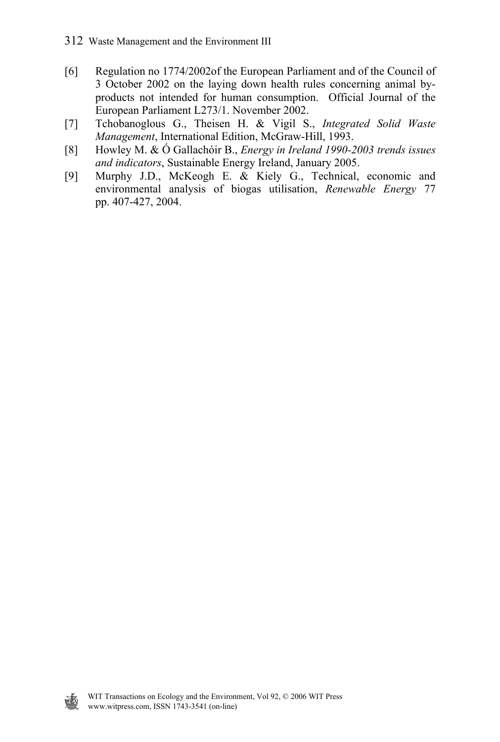[6] Regulation no 1774/2002of the European Parliament and of the Council of 3 October 2002 on the laying down health rules concerning animal by-products not intended for human consumption. Official Journal of the European Parliament L273/1. November 2002.

[7] Tchobanoglous G., Theisen H. & Vigil S., *Integrated Solid Waste Management*, International Edition, McGraw-Hill, 1993.

[8] Howley M. & Ó Gallachóir B., *Energy in Ireland 1990-2003 trends issues and indicators*, Sustainable Energy Ireland, January 2005.

[9] Murphy J.D., McKeogh E. & Kiely G., Technical, economic and environmental analysis of biogas utilisation, *Renewable Energy* 77 pp. 407-427, 2004.